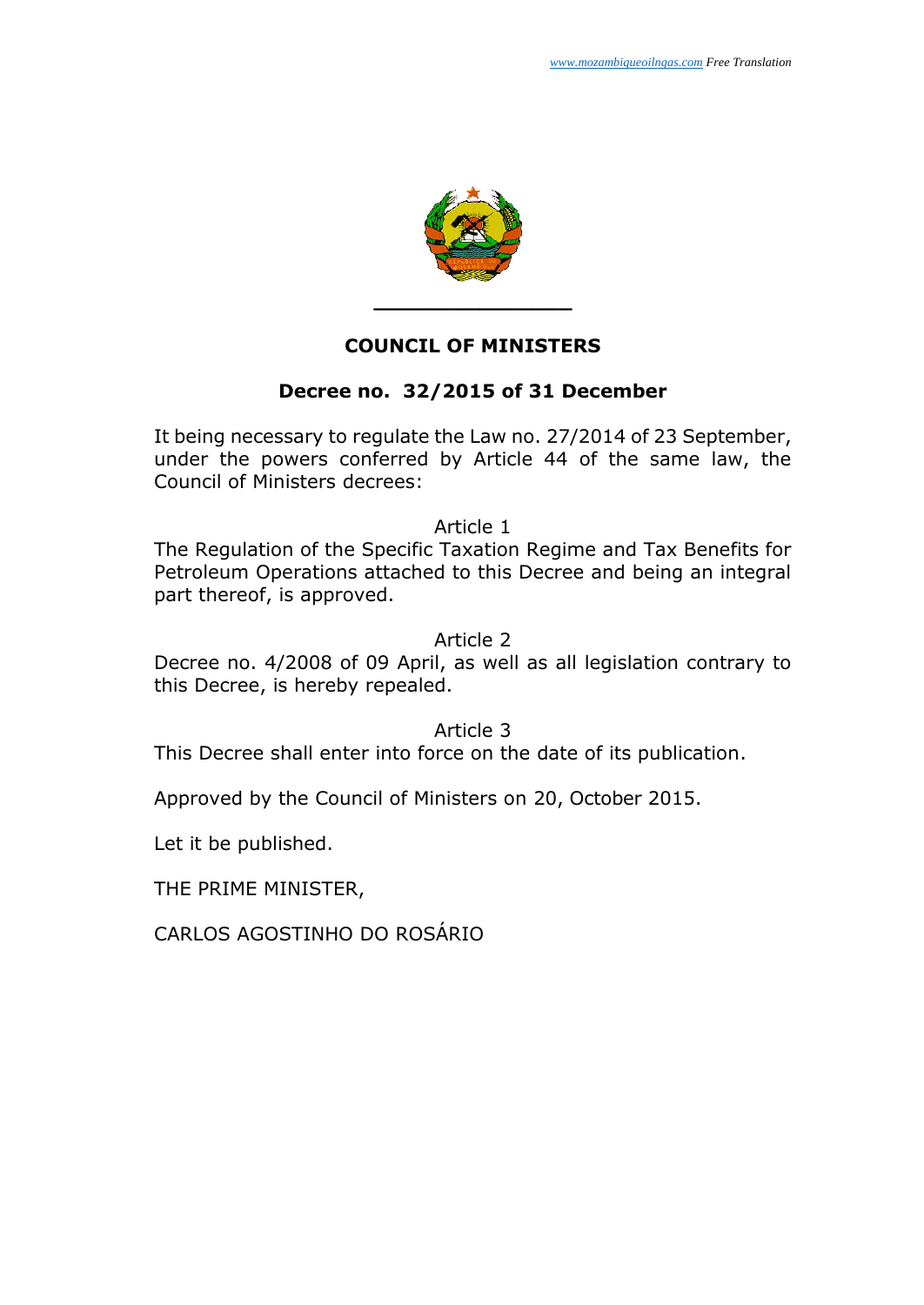# COUNCIL OF MINISTERS

## Decree no. 32/2015 of 31 December

It being necessary to regulate the Law no. 27/2014 of 23 September, under the powers conferred by Article 44 of the same law, the Council of Ministers decrees:

Article 1

The Regulation of the Specific Taxation Regime and Tax Benefits for Petroleum Operations attached to this Decree and being an integral part thereof, is approved.

Article 2

Decree no. 4/2008 of 09 April, as well as all legislation contrary to this Decree, is hereby repealed.

Article 3

This Decree shall enter into force on the date of its publication.

Approved by the Council of Ministers on 20, October 2015.

Let it be published.

THE PRIME MINISTER,

CARLOS AGOSTINHO DO ROSÁRIO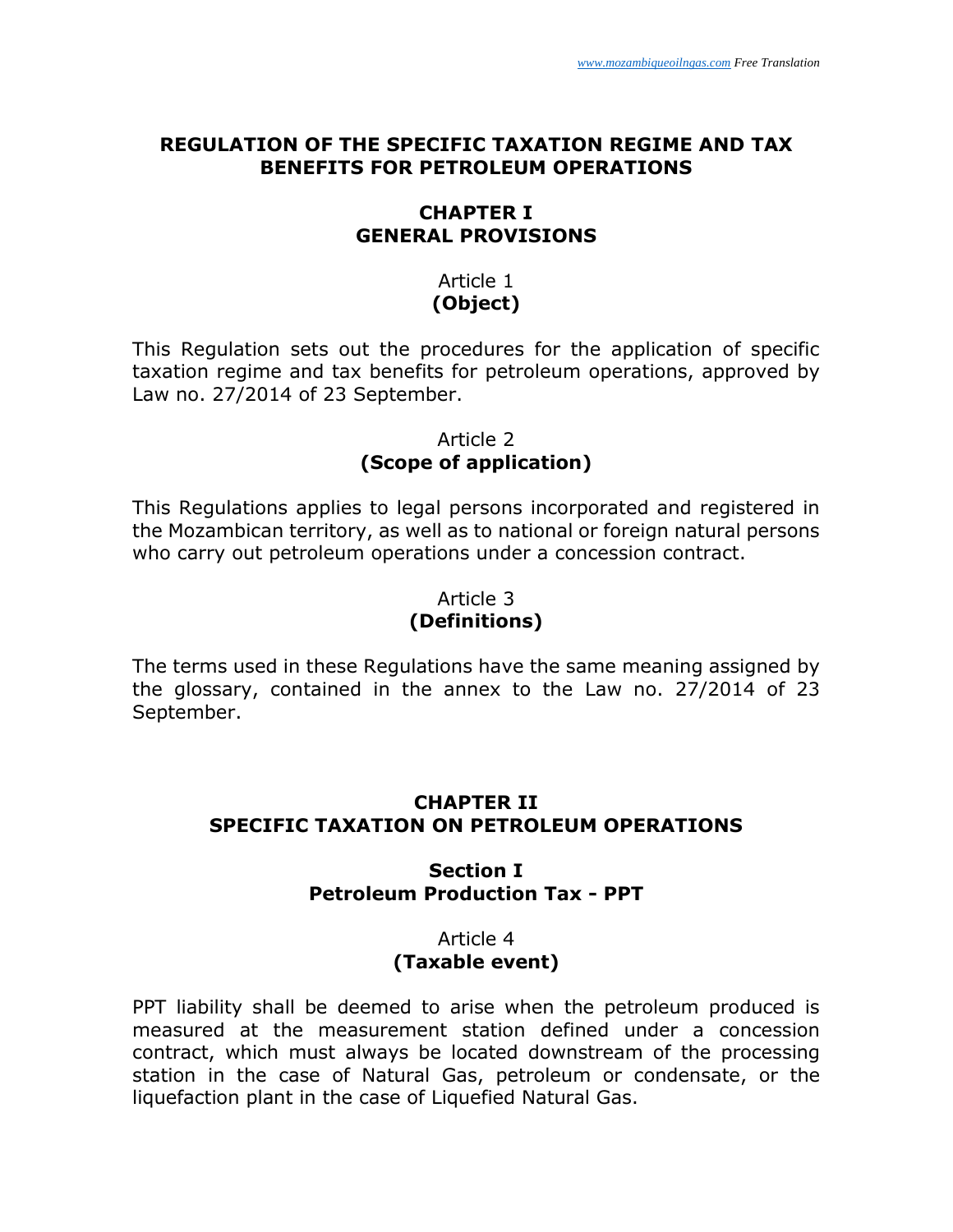# REGULATION OF THE SPECIFIC TAXATION REGIME AND TAX BENEFITS FOR PETROLEUM OPERATIONS

## CHAPTER I
## GENERAL PROVISIONS

### Article 1
### (Object)

This Regulation sets out the procedures for the application of specific taxation regime and tax benefits for petroleum operations, approved by Law no. 27/2014 of 23 September.

### Article 2
### (Scope of application)

This Regulations applies to legal persons incorporated and registered in the Mozambican territory, as well as to national or foreign natural persons who carry out petroleum operations under a concession contract.

### Article 3
### (Definitions)

The terms used in these Regulations have the same meaning assigned by the glossary, contained in the annex to the Law no. 27/2014 of 23 September.

## CHAPTER II
## SPECIFIC TAXATION ON PETROLEUM OPERATIONS

### Section I
### Petroleum Production Tax - PPT

### Article 4
### (Taxable event)

PPT liability shall be deemed to arise when the petroleum produced is measured at the measurement station defined under a concession contract, which must always be located downstream of the processing station in the case of Natural Gas, petroleum or condensate, or the liquefaction plant in the case of Liquefied Natural Gas.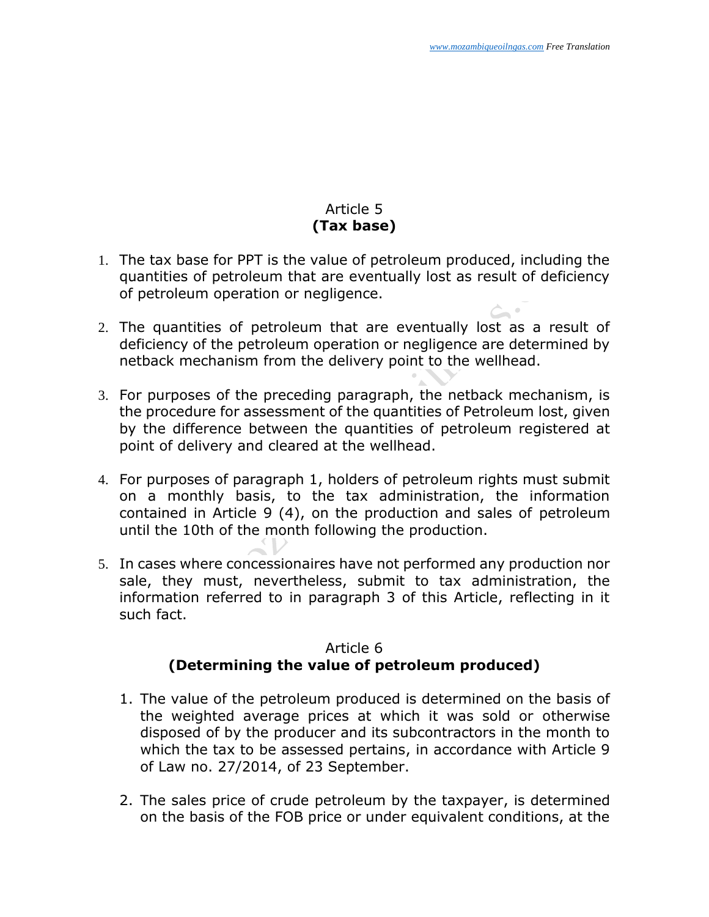## Article 5
**(Tax base)**

1. The tax base for PPT is the value of petroleum produced, including the quantities of petroleum that are eventually lost as result of deficiency of petroleum operation or negligence.

2. The quantities of petroleum that are eventually lost as a result of deficiency of the petroleum operation or negligence are determined by netback mechanism from the delivery point to the wellhead.

3. For purposes of the preceding paragraph, the netback mechanism, is the procedure for assessment of the quantities of Petroleum lost, given by the difference between the quantities of petroleum registered at point of delivery and cleared at the wellhead.

4. For purposes of paragraph 1, holders of petroleum rights must submit on a monthly basis, to the tax administration, the information contained in Article 9 (4), on the production and sales of petroleum until the 10th of the month following the production.

5. In cases where concessionaires have not performed any production nor sale, they must, nevertheless, submit to tax administration, the information referred to in paragraph 3 of this Article, reflecting in it such fact.

## Article 6
**(Determining the value of petroleum produced)**

1. The value of the petroleum produced is determined on the basis of the weighted average prices at which it was sold or otherwise disposed of by the producer and its subcontractors in the month to which the tax to be assessed pertains, in accordance with Article 9 of Law no. 27/2014, of 23 September.

2. The sales price of crude petroleum by the taxpayer, is determined on the basis of the FOB price or under equivalent conditions, at the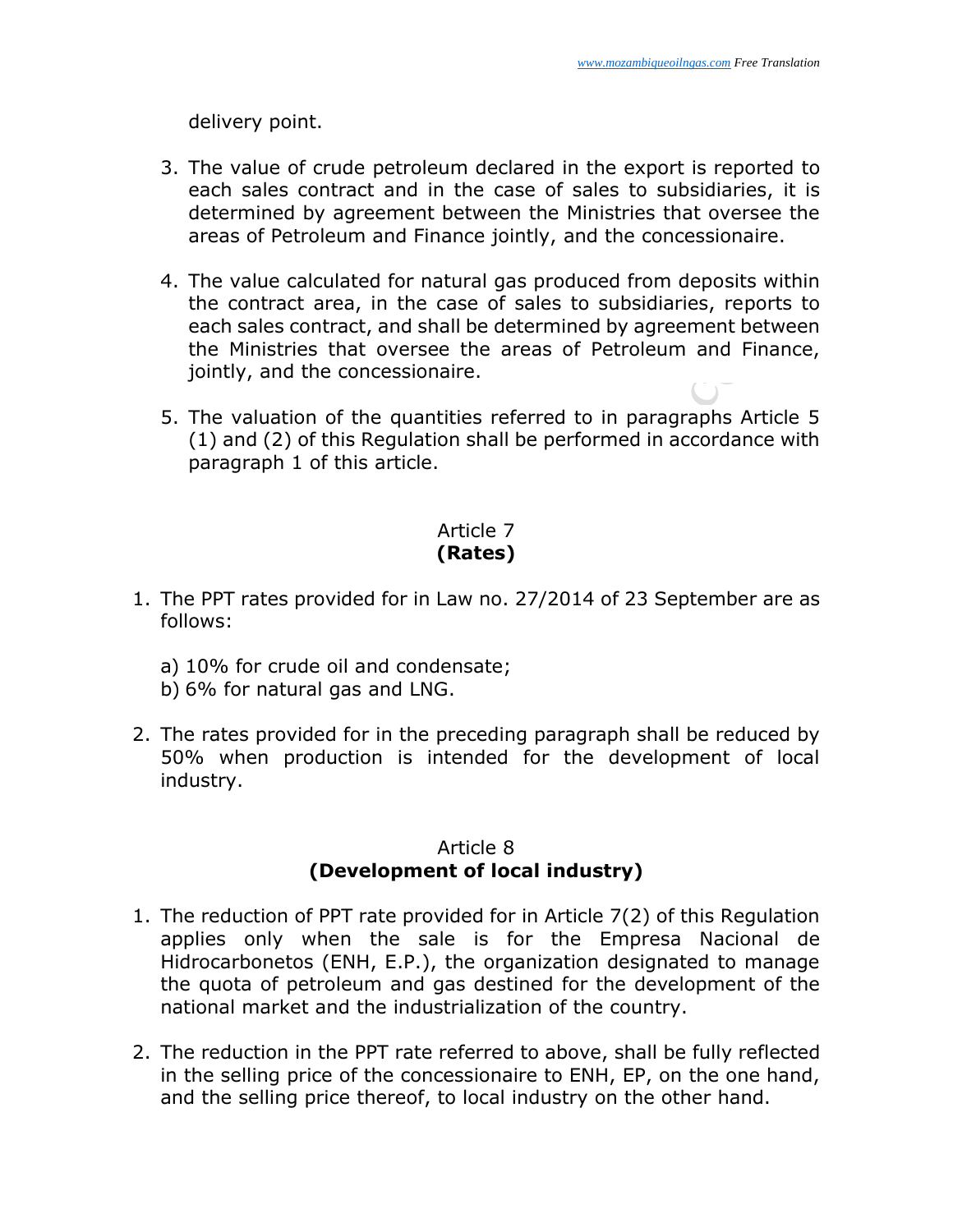delivery point.

3. The value of crude petroleum declared in the export is reported to each sales contract and in the case of sales to subsidiaries, it is determined by agreement between the Ministries that oversee the areas of Petroleum and Finance jointly, and the concessionaire.

4. The value calculated for natural gas produced from deposits within the contract area, in the case of sales to subsidiaries, reports to each sales contract, and shall be determined by agreement between the Ministries that oversee the areas of Petroleum and Finance, jointly, and the concessionaire.

5. The valuation of the quantities referred to in paragraphs Article 5 (1) and (2) of this Regulation shall be performed in accordance with paragraph 1 of this article.

## Article 7
## (Rates)

1. The PPT rates provided for in Law no. 27/2014 of 23 September are as follows:

   a) 10% for crude oil and condensate;
   b) 6% for natural gas and LNG.

2. The rates provided for in the preceding paragraph shall be reduced by 50% when production is intended for the development of local industry.

## Article 8
## (Development of local industry)

1. The reduction of PPT rate provided for in Article 7(2) of this Regulation applies only when the sale is for the Empresa Nacional de Hidrocarbonetos (ENH, E.P.), the organization designated to manage the quota of petroleum and gas destined for the development of the national market and the industrialization of the country.

2. The reduction in the PPT rate referred to above, shall be fully reflected in the selling price of the concessionaire to ENH, EP, on the one hand, and the selling price thereof, to local industry on the other hand.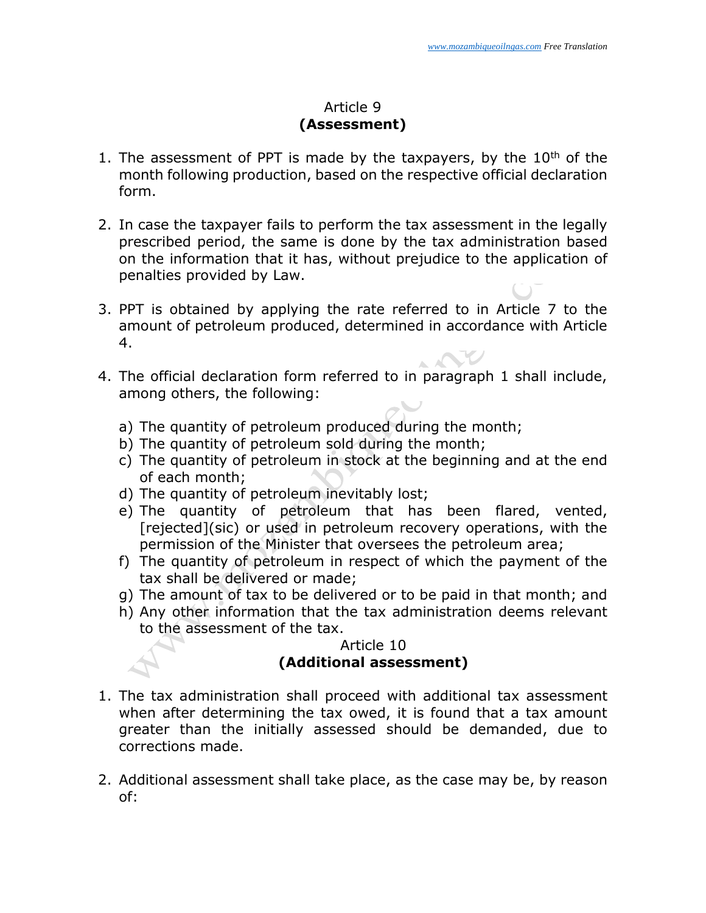## Article 9
**(Assessment)**

1. The assessment of PPT is made by the taxpayers, by the 10th of the month following production, based on the respective official declaration form.

2. In case the taxpayer fails to perform the tax assessment in the legally prescribed period, the same is done by the tax administration based on the information that it has, without prejudice to the application of penalties provided by Law.

3. PPT is obtained by applying the rate referred to in Article 7 to the amount of petroleum produced, determined in accordance with Article 4.

4. The official declaration form referred to in paragraph 1 shall include, among others, the following:

   a) The quantity of petroleum produced during the month;
   b) The quantity of petroleum sold during the month;
   c) The quantity of petroleum in stock at the beginning and at the end of each month;
   d) The quantity of petroleum inevitably lost;
   e) The quantity of petroleum that has been flared, vented, [rejected](sic) or used in petroleum recovery operations, with the permission of the Minister that oversees the petroleum area;
   f) The quantity of petroleum in respect of which the payment of the tax shall be delivered or made;
   g) The amount of tax to be delivered or to be paid in that month; and
   h) Any other information that the tax administration deems relevant to the assessment of the tax.

## Article 10
**(Additional assessment)**

1. The tax administration shall proceed with additional tax assessment when after determining the tax owed, it is found that a tax amount greater than the initially assessed should be demanded, due to corrections made.

2. Additional assessment shall take place, as the case may be, by reason of: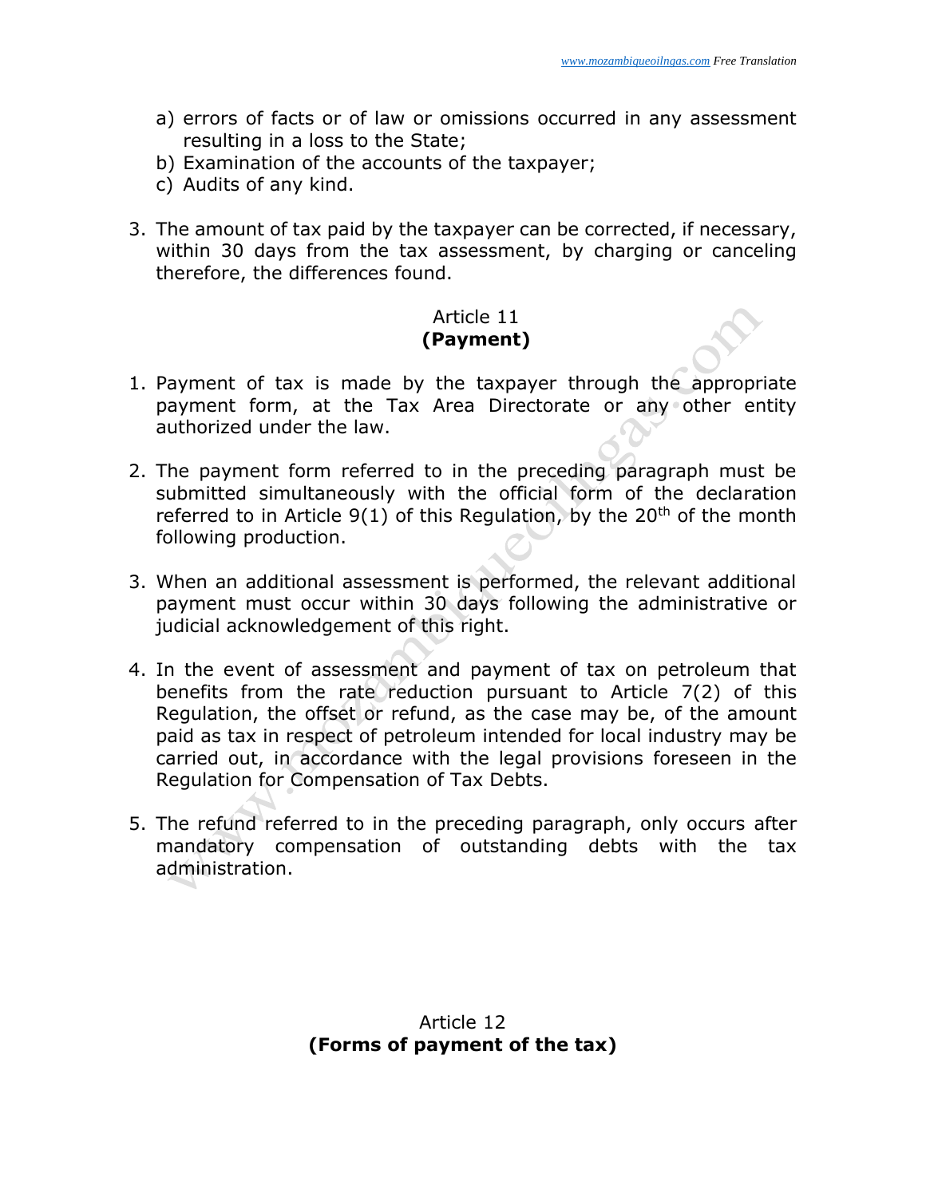a) errors of facts or of law or omissions occurred in any assessment resulting in a loss to the State;
b) Examination of the accounts of the taxpayer;
c) Audits of any kind.

3. The amount of tax paid by the taxpayer can be corrected, if necessary, within 30 days from the tax assessment, by charging or canceling therefore, the differences found.

## Article 11
## (Payment)

1. Payment of tax is made by the taxpayer through the appropriate payment form, at the Tax Area Directorate or any other entity authorized under the law.

2. The payment form referred to in the preceding paragraph must be submitted simultaneously with the official form of the declaration referred to in Article 9(1) of this Regulation, by the 20th of the month following production.

3. When an additional assessment is performed, the relevant additional payment must occur within 30 days following the administrative or judicial acknowledgement of this right.

4. In the event of assessment and payment of tax on petroleum that benefits from the rate reduction pursuant to Article 7(2) of this Regulation, the offset or refund, as the case may be, of the amount paid as tax in respect of petroleum intended for local industry may be carried out, in accordance with the legal provisions foreseen in the Regulation for Compensation of Tax Debts.

5. The refund referred to in the preceding paragraph, only occurs after mandatory compensation of outstanding debts with the tax administration.

## Article 12
## (Forms of payment of the tax)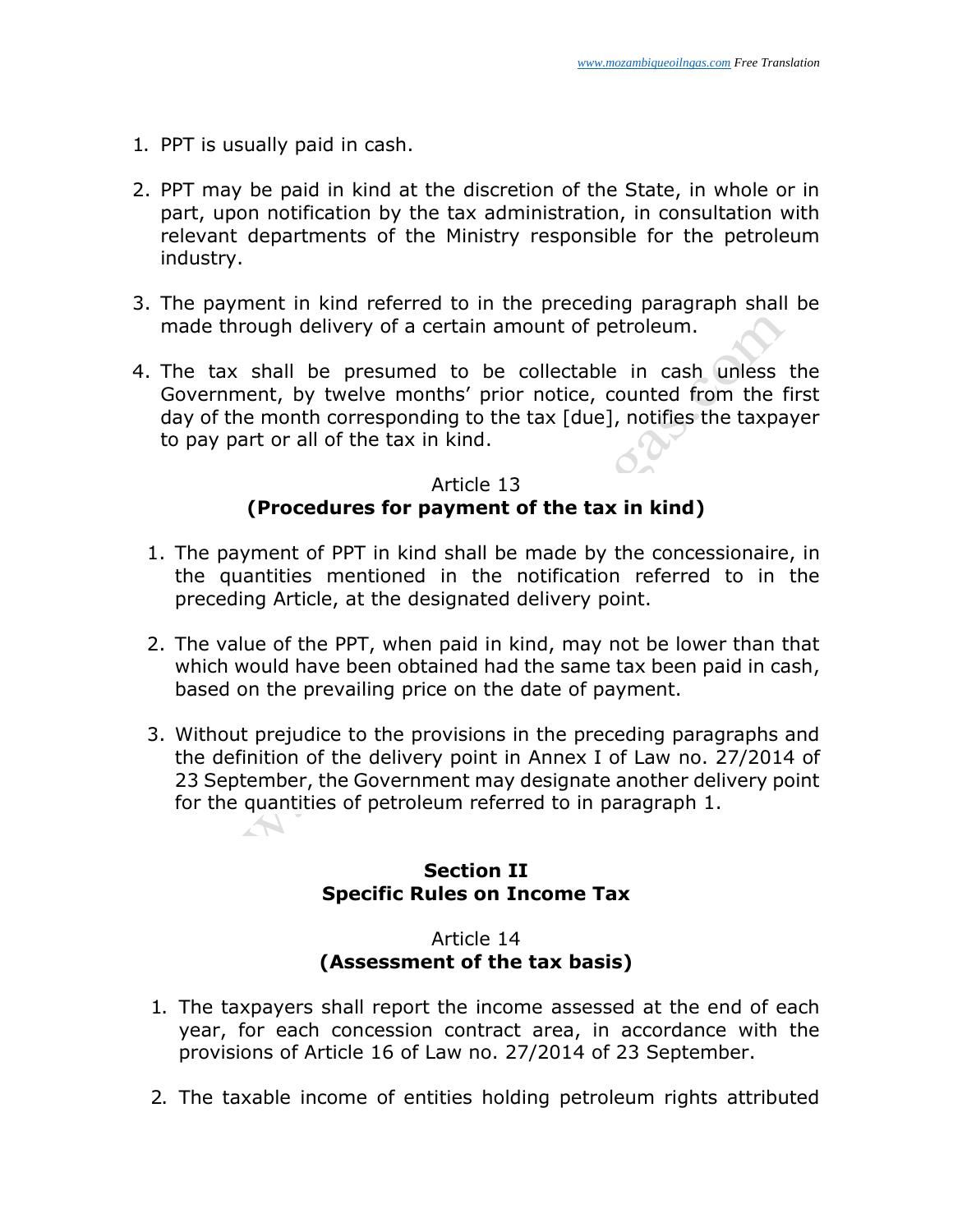1. PPT is usually paid in cash.

2. PPT may be paid in kind at the discretion of the State, in whole or in part, upon notification by the tax administration, in consultation with relevant departments of the Ministry responsible for the petroleum industry.

3. The payment in kind referred to in the preceding paragraph shall be made through delivery of a certain amount of petroleum.

4. The tax shall be presumed to be collectable in cash unless the Government, by twelve months' prior notice, counted from the first day of the month corresponding to the tax [due], notifies the taxpayer to pay part or all of the tax in kind.

Article 13
**(Procedures for payment of the tax in kind)**

1. The payment of PPT in kind shall be made by the concessionaire, in the quantities mentioned in the notification referred to in the preceding Article, at the designated delivery point.

2. The value of the PPT, when paid in kind, may not be lower than that which would have been obtained had the same tax been paid in cash, based on the prevailing price on the date of payment.

3. Without prejudice to the provisions in the preceding paragraphs and the definition of the delivery point in Annex I of Law no. 27/2014 of 23 September, the Government may designate another delivery point for the quantities of petroleum referred to in paragraph 1.

## Section II
## Specific Rules on Income Tax

Article 14
**(Assessment of the tax basis)**

1. The taxpayers shall report the income assessed at the end of each year, for each concession contract area, in accordance with the provisions of Article 16 of Law no. 27/2014 of 23 September.

2. The taxable income of entities holding petroleum rights attributed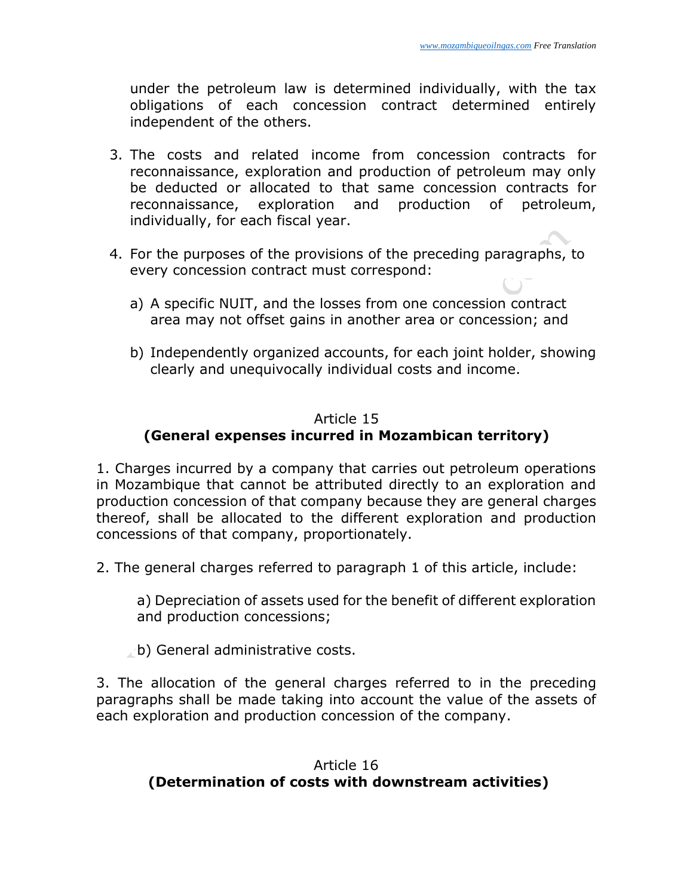under the petroleum law is determined individually, with the tax obligations of each concession contract determined entirely independent of the others.

3. The costs and related income from concession contracts for reconnaissance, exploration and production of petroleum may only be deducted or allocated to that same concession contracts for reconnaissance, exploration and production of petroleum, individually, for each fiscal year.

4. For the purposes of the provisions of the preceding paragraphs, to every concession contract must correspond:

   a) A specific NUIT, and the losses from one concession contract area may not offset gains in another area or concession; and

   b) Independently organized accounts, for each joint holder, showing clearly and unequivocally individual costs and income.

Article 15
**(General expenses incurred in Mozambican territory)**

1. Charges incurred by a company that carries out petroleum operations in Mozambique that cannot be attributed directly to an exploration and production concession of that company because they are general charges thereof, shall be allocated to the different exploration and production concessions of that company, proportionately.

2. The general charges referred to paragraph 1 of this article, include:

   a) Depreciation of assets used for the benefit of different exploration and production concessions;

   b) General administrative costs.

3. The allocation of the general charges referred to in the preceding paragraphs shall be made taking into account the value of the assets of each exploration and production concession of the company.

Article 16
**(Determination of costs with downstream activities)**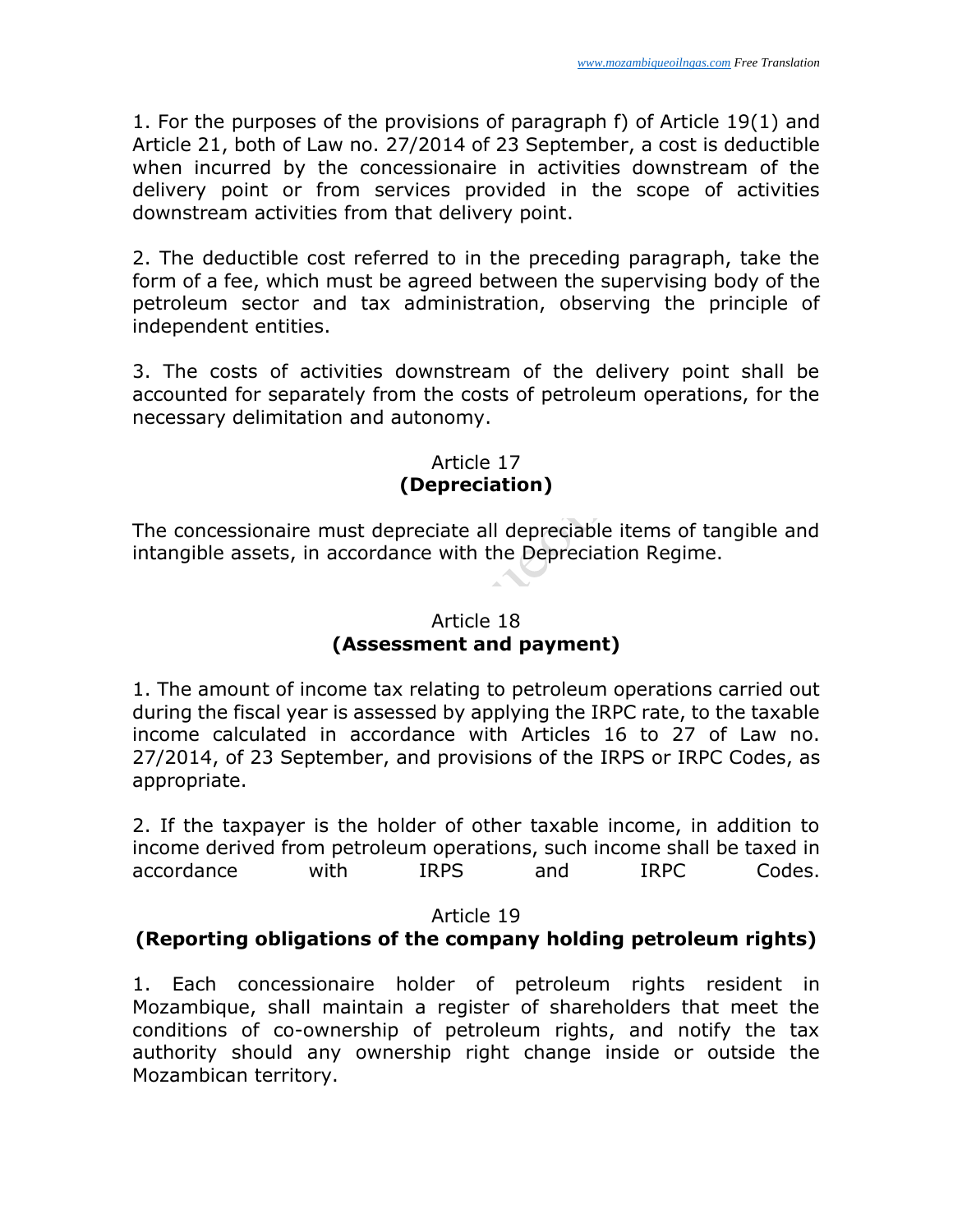1. For the purposes of the provisions of paragraph f) of Article 19(1) and Article 21, both of Law no. 27/2014 of 23 September, a cost is deductible when incurred by the concessionaire in activities downstream of the delivery point or from services provided in the scope of activities downstream activities from that delivery point.

2. The deductible cost referred to in the preceding paragraph, take the form of a fee, which must be agreed between the supervising body of the petroleum sector and tax administration, observing the principle of independent entities.

3. The costs of activities downstream of the delivery point shall be accounted for separately from the costs of petroleum operations, for the necessary delimitation and autonomy.

### Article 17
### (Depreciation)

The concessionaire must depreciate all depreciable items of tangible and intangible assets, in accordance with the Depreciation Regime.

### Article 18
### (Assessment and payment)

1. The amount of income tax relating to petroleum operations carried out during the fiscal year is assessed by applying the IRPC rate, to the taxable income calculated in accordance with Articles 16 to 27 of Law no. 27/2014, of 23 September, and provisions of the IRPS or IRPC Codes, as appropriate.

2. If the taxpayer is the holder of other taxable income, in addition to income derived from petroleum operations, such income shall be taxed in accordance with IRPS and IRPC Codes.

### Article 19
### (Reporting obligations of the company holding petroleum rights)

1. Each concessionaire holder of petroleum rights resident in Mozambique, shall maintain a register of shareholders that meet the conditions of co-ownership of petroleum rights, and notify the tax authority should any ownership right change inside or outside the Mozambican territory.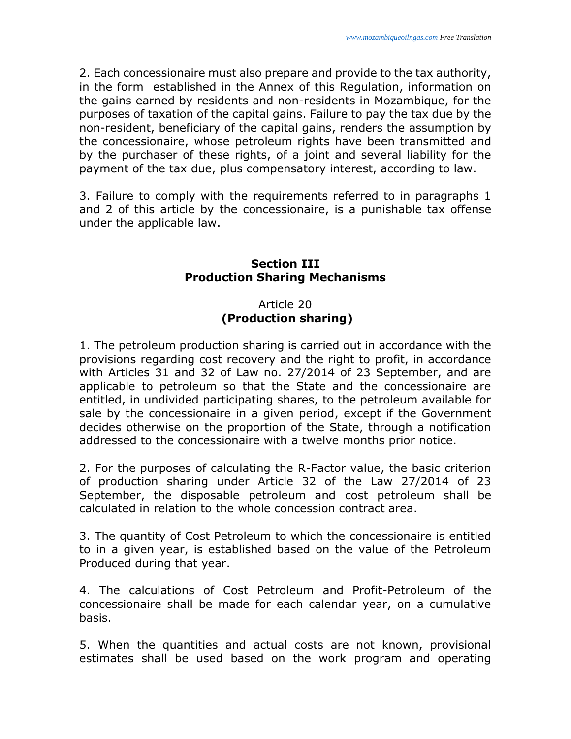2. Each concessionaire must also prepare and provide to the tax authority, in the form established in the Annex of this Regulation, information on the gains earned by residents and non-residents in Mozambique, for the purposes of taxation of the capital gains. Failure to pay the tax due by the non-resident, beneficiary of the capital gains, renders the assumption by the concessionaire, whose petroleum rights have been transmitted and by the purchaser of these rights, of a joint and several liability for the payment of the tax due, plus compensatory interest, according to law.

3. Failure to comply with the requirements referred to in paragraphs 1 and 2 of this article by the concessionaire, is a punishable tax offense under the applicable law.

## Section III
## Production Sharing Mechanisms

### Article 20
### (Production sharing)

1. The petroleum production sharing is carried out in accordance with the provisions regarding cost recovery and the right to profit, in accordance with Articles 31 and 32 of Law no. 27/2014 of 23 September, and are applicable to petroleum so that the State and the concessionaire are entitled, in undivided participating shares, to the petroleum available for sale by the concessionaire in a given period, except if the Government decides otherwise on the proportion of the State, through a notification addressed to the concessionaire with a twelve months prior notice.

2. For the purposes of calculating the R-Factor value, the basic criterion of production sharing under Article 32 of the Law 27/2014 of 23 September, the disposable petroleum and cost petroleum shall be calculated in relation to the whole concession contract area.

3. The quantity of Cost Petroleum to which the concessionaire is entitled to in a given year, is established based on the value of the Petroleum Produced during that year.

4. The calculations of Cost Petroleum and Profit-Petroleum of the concessionaire shall be made for each calendar year, on a cumulative basis.

5. When the quantities and actual costs are not known, provisional estimates shall be used based on the work program and operating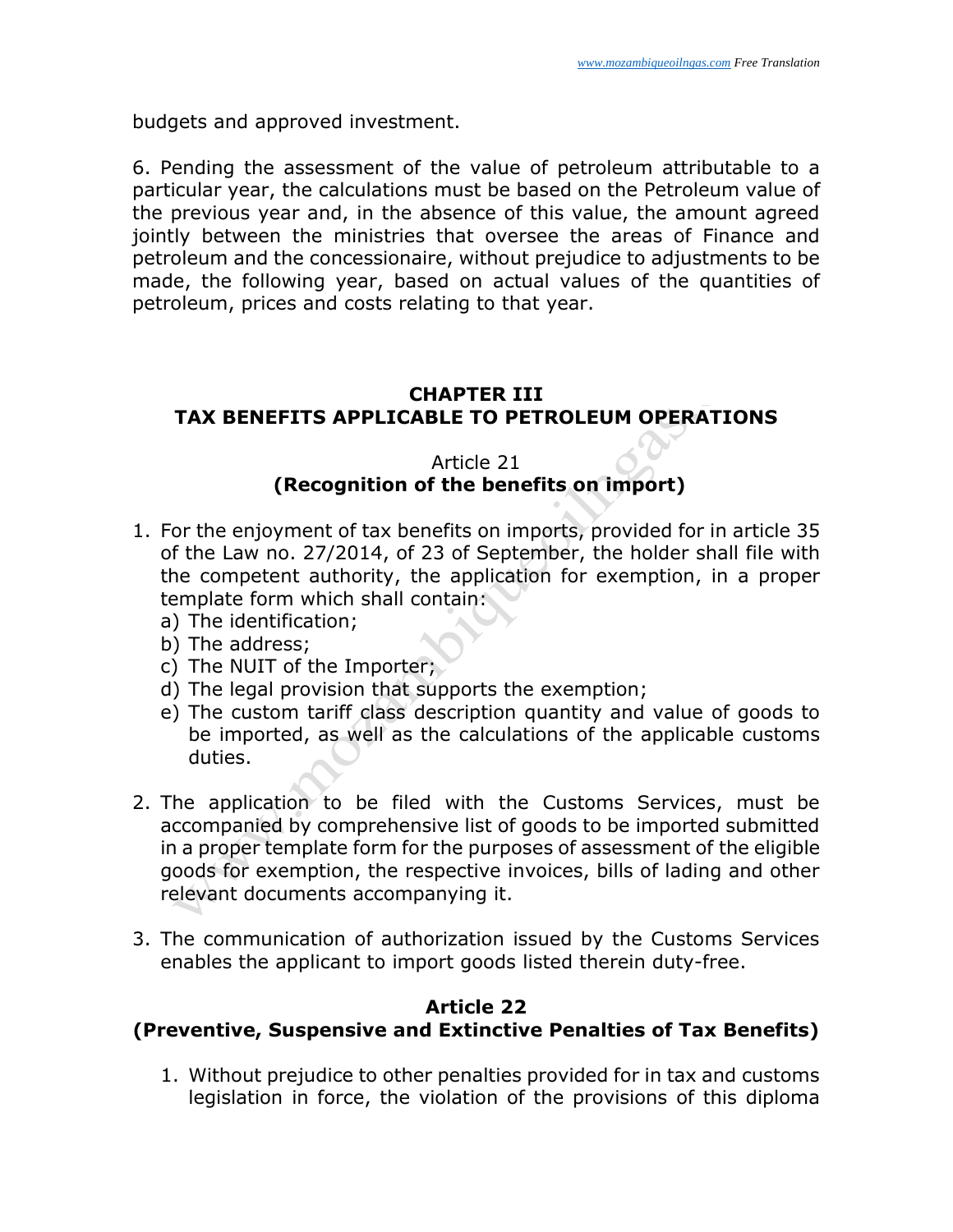budgets and approved investment.

6. Pending the assessment of the value of petroleum attributable to a particular year, the calculations must be based on the Petroleum value of the previous year and, in the absence of this value, the amount agreed jointly between the ministries that oversee the areas of Finance and petroleum and the concessionaire, without prejudice to adjustments to be made, the following year, based on actual values of the quantities of petroleum, prices and costs relating to that year.

## CHAPTER III
## TAX BENEFITS APPLICABLE TO PETROLEUM OPERATIONS

### Article 21
### (Recognition of the benefits on import)

1. For the enjoyment of tax benefits on imports, provided for in article 35 of the Law no. 27/2014, of 23 of September, the holder shall file with the competent authority, the application for exemption, in a proper template form which shall contain:
   a) The identification;
   b) The address;
   c) The NUIT of the Importer;
   d) The legal provision that supports the exemption;
   e) The custom tariff class description quantity and value of goods to be imported, as well as the calculations of the applicable customs duties.

2. The application to be filed with the Customs Services, must be accompanied by comprehensive list of goods to be imported submitted in a proper template form for the purposes of assessment of the eligible goods for exemption, the respective invoices, bills of lading and other relevant documents accompanying it.

3. The communication of authorization issued by the Customs Services enables the applicant to import goods listed therein duty-free.

### Article 22
### (Preventive, Suspensive and Extinctive Penalties of Tax Benefits)

1. Without prejudice to other penalties provided for in tax and customs legislation in force, the violation of the provisions of this diploma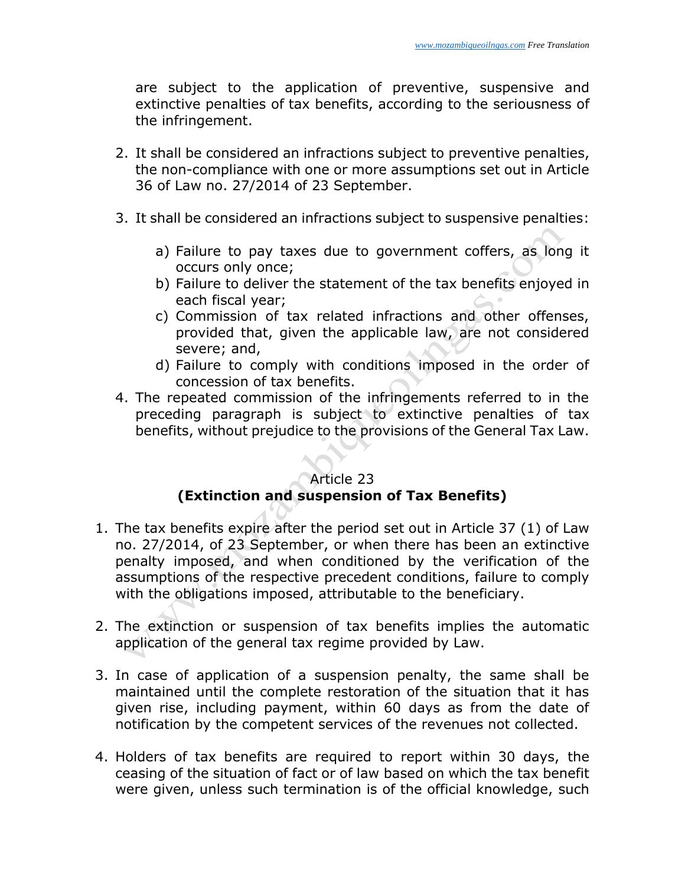are subject to the application of preventive, suspensive and extinctive penalties of tax benefits, according to the seriousness of the infringement.

2. It shall be considered an infractions subject to preventive penalties, the non-compliance with one or more assumptions set out in Article 36 of Law no. 27/2014 of 23 September.

3. It shall be considered an infractions subject to suspensive penalties:

   a) Failure to pay taxes due to government coffers, as long it occurs only once;
   b) Failure to deliver the statement of the tax benefits enjoyed in each fiscal year;
   c) Commission of tax related infractions and other offenses, provided that, given the applicable law, are not considered severe; and,
   d) Failure to comply with conditions imposed in the order of concession of tax benefits.

4. The repeated commission of the infringements referred to in the preceding paragraph is subject to extinctive penalties of tax benefits, without prejudice to the provisions of the General Tax Law.

## Article 23
## (Extinction and suspension of Tax Benefits)

1. The tax benefits expire after the period set out in Article 37 (1) of Law no. 27/2014, of 23 September, or when there has been an extinctive penalty imposed, and when conditioned by the verification of the assumptions of the respective precedent conditions, failure to comply with the obligations imposed, attributable to the beneficiary.

2. The extinction or suspension of tax benefits implies the automatic application of the general tax regime provided by Law.

3. In case of application of a suspension penalty, the same shall be maintained until the complete restoration of the situation that it has given rise, including payment, within 60 days as from the date of notification by the competent services of the revenues not collected.

4. Holders of tax benefits are required to report within 30 days, the ceasing of the situation of fact or of law based on which the tax benefit were given, unless such termination is of the official knowledge, such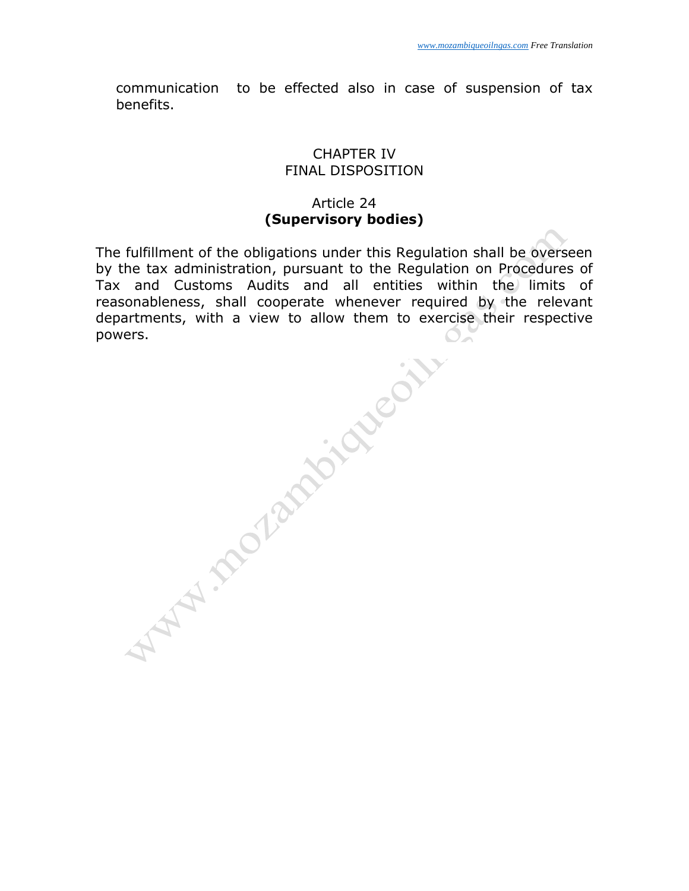communication to be effected also in case of suspension of tax benefits.

## CHAPTER IV
## FINAL DISPOSITION

### Article 24
### **(Supervisory bodies)**

The fulfillment of the obligations under this Regulation shall be overseen by the tax administration, pursuant to the Regulation on Procedures of Tax and Customs Audits and all entities within the limits of reasonableness, shall cooperate whenever required by the relevant departments, with a view to allow them to exercise their respective powers.